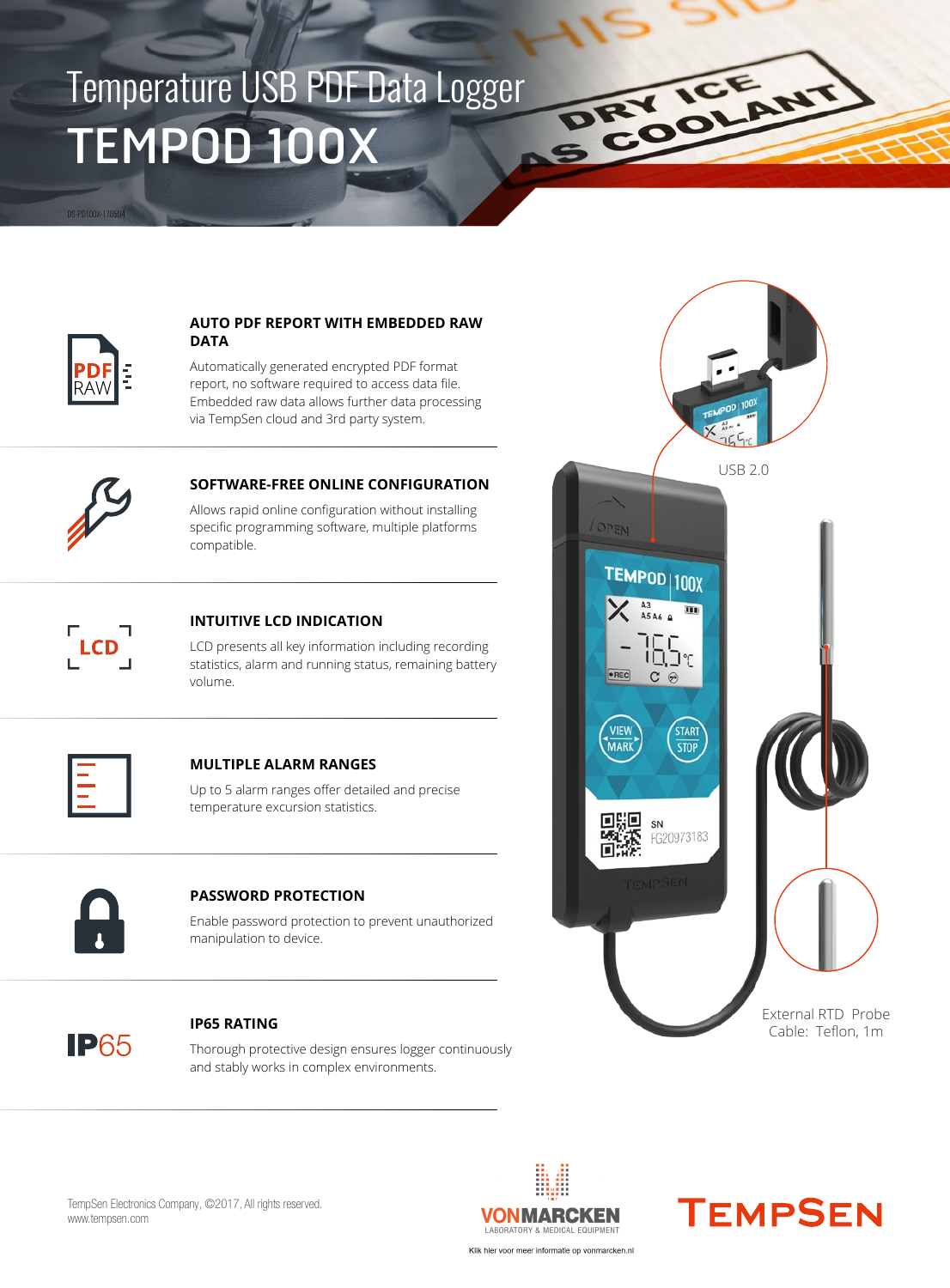# Temperature USB PDF Data Logger

# TEMPOD 100X

DS-PD100X-170504

### AUTO PDF REPORT WITH EMBEDDED RAW DATA

Automatically generated encrypted PDF format report, no software required to access data file. Embedded raw data allows further data processing via TempSen cloud and 3rd party system.

### SOFTWARE-FREE ONLINE CONFIGURATION

Allows rapid online configuration without installing specific programming software, multiple platforms compatible.

### INTUITIVE LCD INDICATION

LCD presents all key information including recording statistics, alarm and running status, remaining battery volume.

### MULTIPLE ALARM RANGES

Up to 5 alarm ranges offer detailed and precise temperature excursion statistics.

### PASSWORD PROTECTION

Enable password protection to prevent unauthorized manipulation to device.

### IP65 RATING

Thorough protective design ensures logger continuously and stably works in complex environments.

USB 2.0

External RTD Probe
Cable: Teflon, 1m

TempSen Electronics Company, ©2017, All rights reserved.
www.tempsen.com

VONMARCKEN LABORATORY & MEDICAL EQUIPMENT

Klik hier voor meer informatie op vonmarcken.nl

TEMPSEN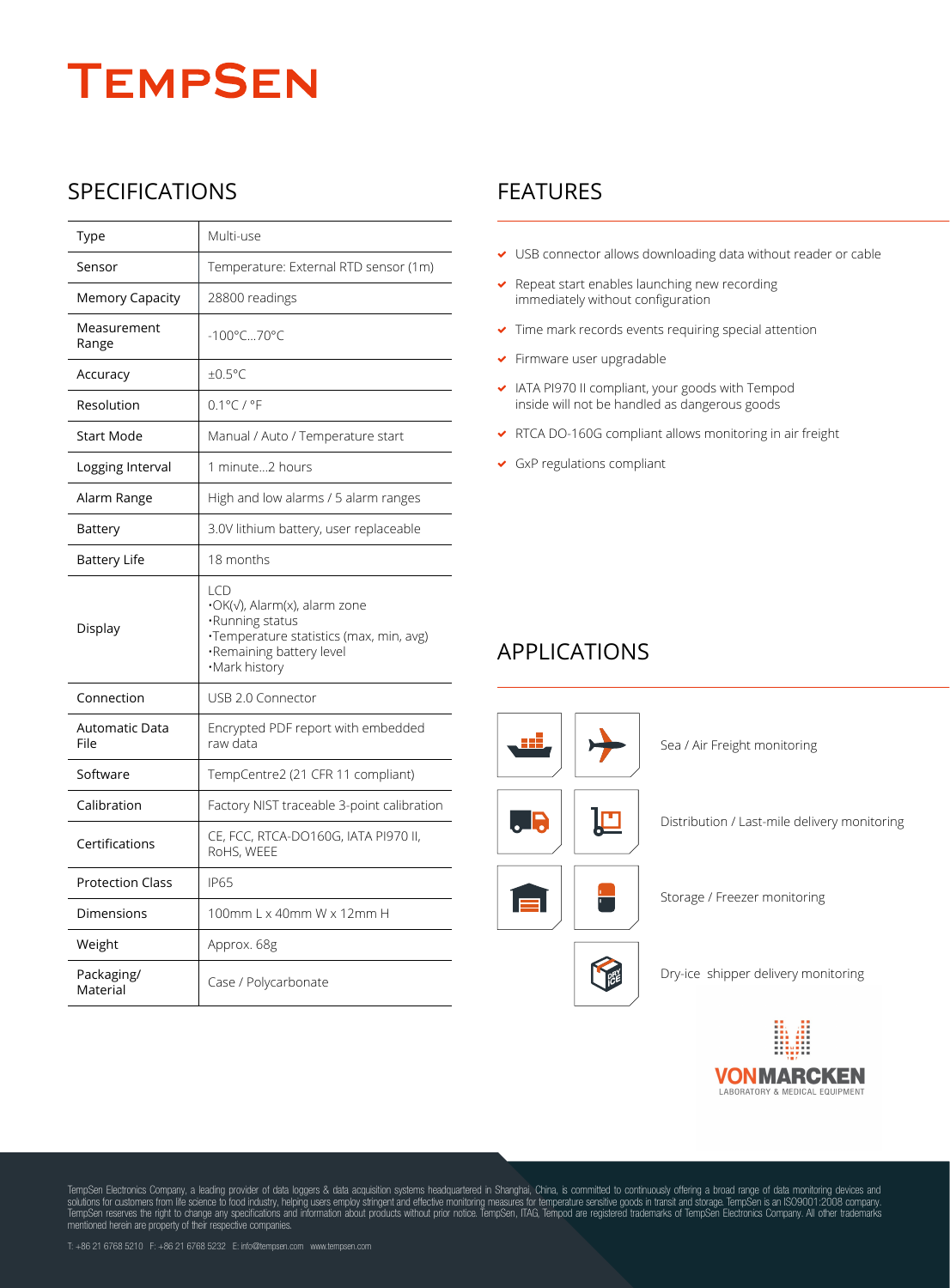# TEMPSEN

## SPECIFICATIONS

| | |
|---|---|
| Type | Multi-use |
| Sensor | Temperature: External RTD sensor (1m) |
| Memory Capacity | 28800 readings |
| Measurement Range | -100°C...70°C |
| Accuracy | ±0.5°C |
| Resolution | 0.1°C / °F |
| Start Mode | Manual / Auto / Temperature start |
| Logging Interval | 1 minute...2 hours |
| Alarm Range | High and low alarms / 5 alarm ranges |
| Battery | 3.0V lithium battery, user replaceable |
| Battery Life | 18 months |
| Display | LCD<br>·OK(√), Alarm(x), alarm zone<br>·Running status<br>·Temperature statistics (max, min, avg)<br>·Remaining battery level<br>·Mark history |
| Connection | USB 2.0 Connector |
| Automatic Data File | Encrypted PDF report with embedded raw data |
| Software | TempCentre2 (21 CFR 11 compliant) |
| Calibration | Factory NIST traceable 3-point calibration |
| Certifications | CE, FCC, RTCA-DO160G, IATA PI970 II, RoHS, WEEE |
| Protection Class | IP65 |
| Dimensions | 100mm L x 40mm W x 12mm H |
| Weight | Approx. 68g |
| Packaging/ Material | Case / Polycarbonate |

## FEATURES

- USB connector allows downloading data without reader or cable
- Repeat start enables launching new recording immediately without configuration
- Time mark records events requiring special attention
- Firmware user upgradable
- IATA PI970 II compliant, your goods with Tempod inside will not be handled as dangerous goods
- RTCA DO-160G compliant allows monitoring in air freight
- GxP regulations compliant

## APPLICATIONS

Sea / Air Freight monitoring

Distribution / Last-mile delivery monitoring

Storage / Freezer monitoring

Dry-ice shipper delivery monitoring

VONMARCKEN
LABORATORY & MEDICAL EQUIPMENT

TempSen Electronics Company, a leading provider of data loggers & data acquisition systems headquartered in Shanghai, China, is committed to continuously offering a broad range of data monitoring devices and solutions for customers from life science to food industry, helping users employ stringent and effective monitoring measures for temperature sensitive goods in transit and storage. TempSen is an ISO9001:2008 company. TempSen reserves the right to change any specifications and information about products without prior notice. TempSen, ITAG, Tempod are registered trademarks of TempSen Electronics Company. All other trademarks mentioned herein are property of their respective companies.

T: +86 21 6768 5210 F: +86 21 6768 5232 E: info@tempsen.com www.tempsen.com